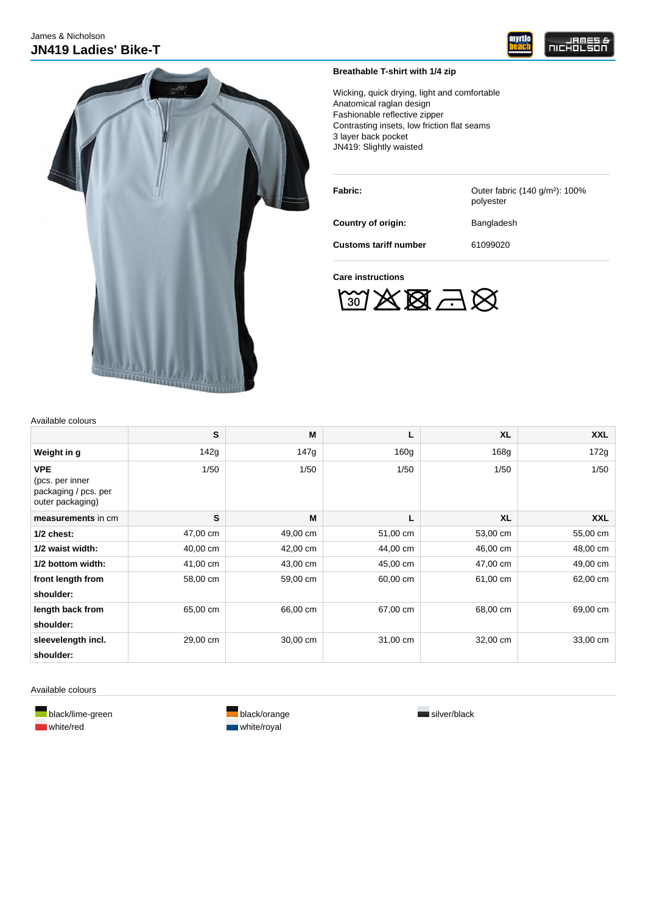James & Nicholson

# JN419 Ladies' Bike-T

**Breathable T-shirt with 1/4 zip**

Wicking, quick drying, light and comfortable
Anatomical raglan design
Fashionable reflective zipper
Contrasting insets, low friction flat seams
3 layer back pocket
JN419: Slightly waisted

| | |
|---|---|
| **Fabric:** | Outer fabric (140 g/m²): 100% polyester |
| **Country of origin:** | Bangladesh |
| **Customs tariff number** | 61099020 |

**Care instructions**

Available colours

| | S | M | L | XL | XXL |
|---|---|---|---|---|---|
| **Weight in g** | 142g | 147g | 160g | 168g | 172g |
| **VPE** (pcs. per inner packaging / pcs. per outer packaging) | 1/50 | 1/50 | 1/50 | 1/50 | 1/50 |
| **measurements** in cm | **S** | **M** | **L** | **XL** | **XXL** |
| **1/2 chest:** | 47,00 cm | 49,00 cm | 51,00 cm | 53,00 cm | 55,00 cm |
| **1/2 waist width:** | 40,00 cm | 42,00 cm | 44,00 cm | 46,00 cm | 48,00 cm |
| **1/2 bottom width:** | 41,00 cm | 43,00 cm | 45,00 cm | 47,00 cm | 49,00 cm |
| **front length from shoulder:** | 58,00 cm | 59,00 cm | 60,00 cm | 61,00 cm | 62,00 cm |
| **length back from shoulder:** | 65,00 cm | 66,00 cm | 67,00 cm | 68,00 cm | 69,00 cm |
| **sleevelength incl. shoulder:** | 29,00 cm | 30,00 cm | 31,00 cm | 32,00 cm | 33,00 cm |

Available colours

- black/lime-green
- white/red
- black/orange
- white/royal
- silver/black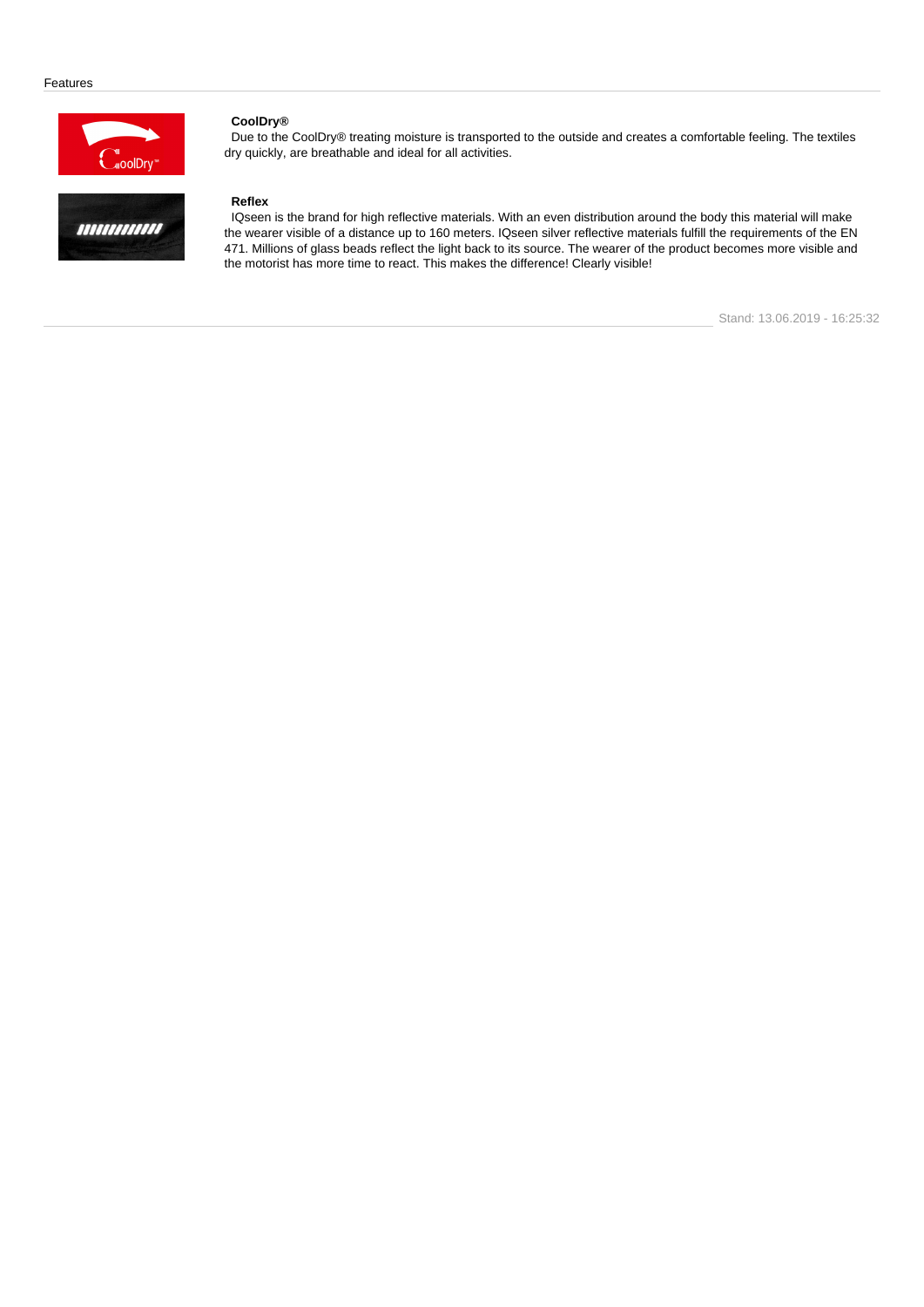Features

**CoolDry®**

Due to the CoolDry® treating moisture is transported to the outside and creates a comfortable feeling. The textiles dry quickly, are breathable and ideal for all activities.

**Reflex**

IQseen is the brand for high reflective materials. With an even distribution around the body this material will make the wearer visible of a distance up to 160 meters. IQseen silver reflective materials fulfill the requirements of the EN 471. Millions of glass beads reflect the light back to its source. The wearer of the product becomes more visible and the motorist has more time to react. This makes the difference! Clearly visible!

Stand: 13.06.2019 - 16:25:32